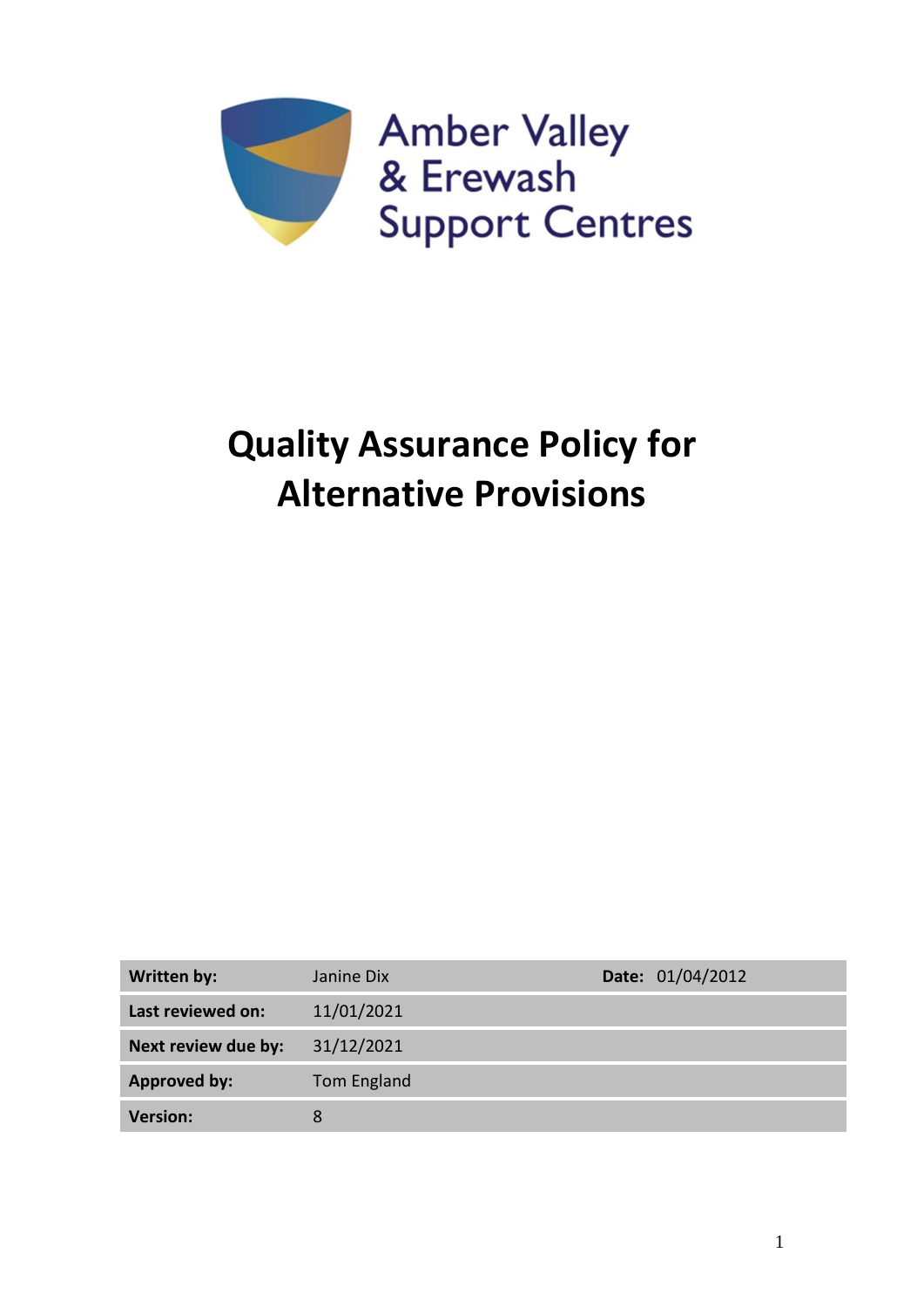Amber Valley
& Erewash
Support Centres

# Quality Assurance Policy for Alternative Provisions

| | | | |
|---|---|---|---|
| **Written by:** | Janine Dix | **Date:** | 01/04/2012 |
| **Last reviewed on:** | 11/01/2021 | | |
| **Next review due by:** | 31/12/2021 | | |
| **Approved by:** | Tom England | | |
| **Version:** | 8 | | |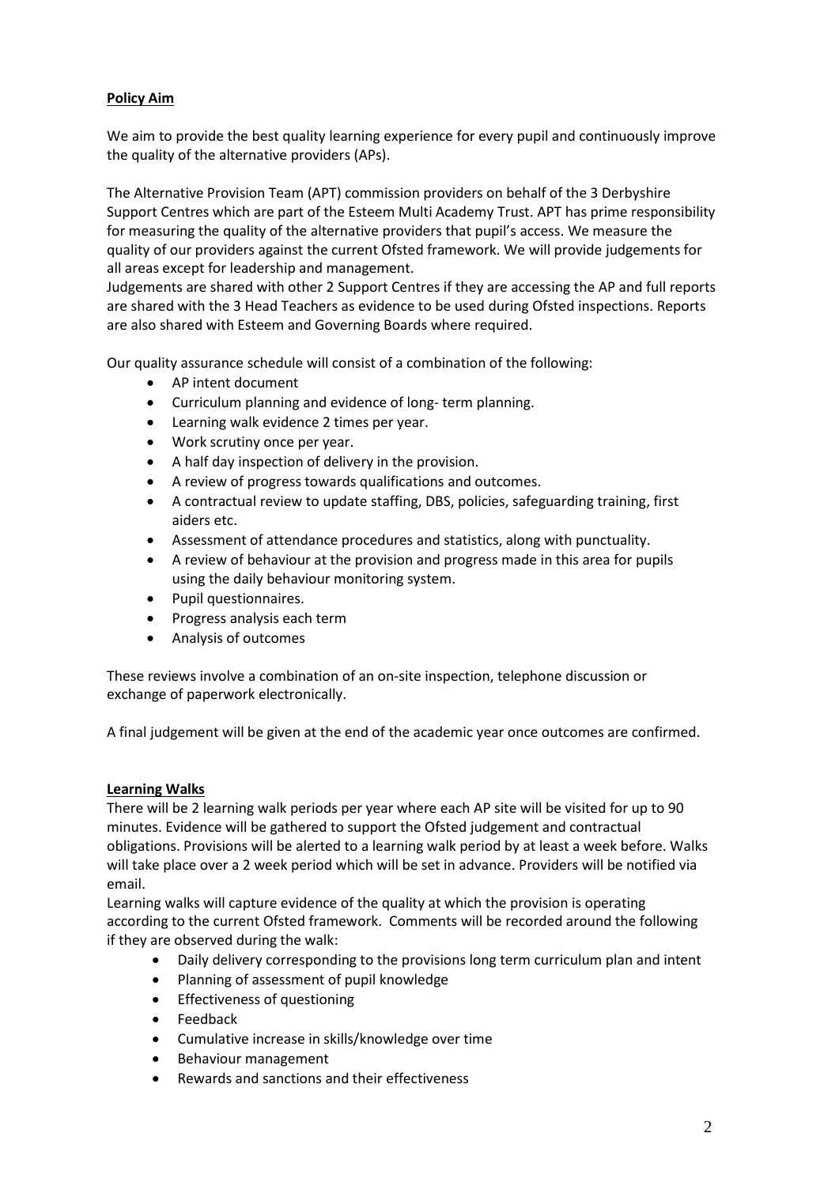**Policy Aim**

We aim to provide the best quality learning experience for every pupil and continuously improve the quality of the alternative providers (APs).

The Alternative Provision Team (APT) commission providers on behalf of the 3 Derbyshire Support Centres which are part of the Esteem Multi Academy Trust. APT has prime responsibility for measuring the quality of the alternative providers that pupil's access. We measure the quality of our providers against the current Ofsted framework. We will provide judgements for all areas except for leadership and management.
Judgements are shared with other 2 Support Centres if they are accessing the AP and full reports are shared with the 3 Head Teachers as evidence to be used during Ofsted inspections. Reports are also shared with Esteem and Governing Boards where required.

Our quality assurance schedule will consist of a combination of the following:

- AP intent document
- Curriculum planning and evidence of long- term planning.
- Learning walk evidence 2 times per year.
- Work scrutiny once per year.
- A half day inspection of delivery in the provision.
- A review of progress towards qualifications and outcomes.
- A contractual review to update staffing, DBS, policies, safeguarding training, first aiders etc.
- Assessment of attendance procedures and statistics, along with punctuality.
- A review of behaviour at the provision and progress made in this area for pupils using the daily behaviour monitoring system.
- Pupil questionnaires.
- Progress analysis each term
- Analysis of outcomes

These reviews involve a combination of an on-site inspection, telephone discussion or exchange of paperwork electronically.

A final judgement will be given at the end of the academic year once outcomes are confirmed.

**Learning Walks**

There will be 2 learning walk periods per year where each AP site will be visited for up to 90 minutes. Evidence will be gathered to support the Ofsted judgement and contractual obligations. Provisions will be alerted to a learning walk period by at least a week before. Walks will take place over a 2 week period which will be set in advance. Providers will be notified via email.
Learning walks will capture evidence of the quality at which the provision is operating according to the current Ofsted framework. Comments will be recorded around the following if they are observed during the walk:

- Daily delivery corresponding to the provisions long term curriculum plan and intent
- Planning of assessment of pupil knowledge
- Effectiveness of questioning
- Feedback
- Cumulative increase in skills/knowledge over time
- Behaviour management
- Rewards and sanctions and their effectiveness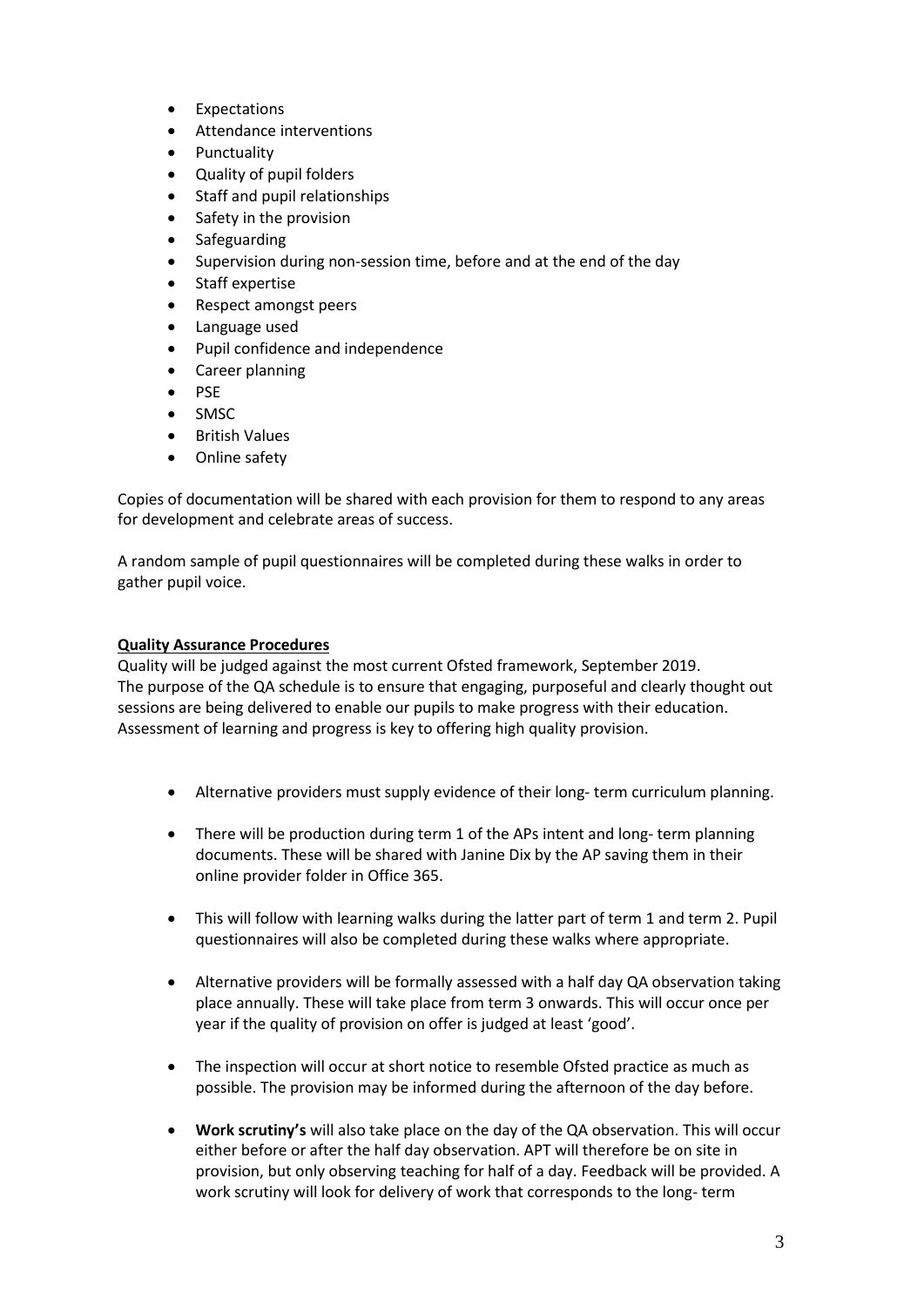- Expectations
- Attendance interventions
- Punctuality
- Quality of pupil folders
- Staff and pupil relationships
- Safety in the provision
- Safeguarding
- Supervision during non-session time, before and at the end of the day
- Staff expertise
- Respect amongst peers
- Language used
- Pupil confidence and independence
- Career planning
- PSE
- SMSC
- British Values
- Online safety

Copies of documentation will be shared with each provision for them to respond to any areas for development and celebrate areas of success.

A random sample of pupil questionnaires will be completed during these walks in order to gather pupil voice.

**Quality Assurance Procedures**

Quality will be judged against the most current Ofsted framework, September 2019.
The purpose of the QA schedule is to ensure that engaging, purposeful and clearly thought out sessions are being delivered to enable our pupils to make progress with their education. Assessment of learning and progress is key to offering high quality provision.

- Alternative providers must supply evidence of their long- term curriculum planning.

- There will be production during term 1 of the APs intent and long- term planning documents. These will be shared with Janine Dix by the AP saving them in their online provider folder in Office 365.

- This will follow with learning walks during the latter part of term 1 and term 2. Pupil questionnaires will also be completed during these walks where appropriate.

- Alternative providers will be formally assessed with a half day QA observation taking place annually. These will take place from term 3 onwards. This will occur once per year if the quality of provision on offer is judged at least 'good'.

- The inspection will occur at short notice to resemble Ofsted practice as much as possible. The provision may be informed during the afternoon of the day before.

- **Work scrutiny's** will also take place on the day of the QA observation. This will occur either before or after the half day observation. APT will therefore be on site in provision, but only observing teaching for half of a day. Feedback will be provided. A work scrutiny will look for delivery of work that corresponds to the long- term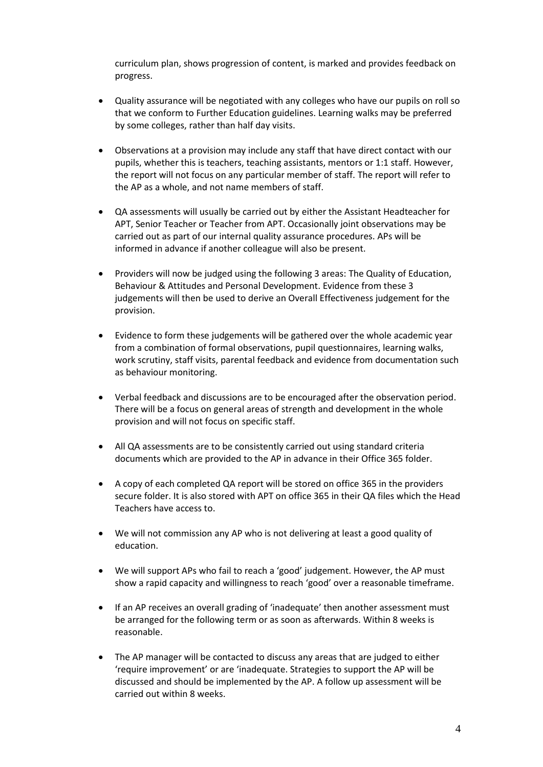curriculum plan, shows progression of content, is marked and provides feedback on progress.

- Quality assurance will be negotiated with any colleges who have our pupils on roll so that we conform to Further Education guidelines. Learning walks may be preferred by some colleges, rather than half day visits.

- Observations at a provision may include any staff that have direct contact with our pupils, whether this is teachers, teaching assistants, mentors or 1:1 staff. However, the report will not focus on any particular member of staff. The report will refer to the AP as a whole, and not name members of staff.

- QA assessments will usually be carried out by either the Assistant Headteacher for APT, Senior Teacher or Teacher from APT. Occasionally joint observations may be carried out as part of our internal quality assurance procedures. APs will be informed in advance if another colleague will also be present.

- Providers will now be judged using the following 3 areas: The Quality of Education, Behaviour & Attitudes and Personal Development. Evidence from these 3 judgements will then be used to derive an Overall Effectiveness judgement for the provision.

- Evidence to form these judgements will be gathered over the whole academic year from a combination of formal observations, pupil questionnaires, learning walks, work scrutiny, staff visits, parental feedback and evidence from documentation such as behaviour monitoring.

- Verbal feedback and discussions are to be encouraged after the observation period. There will be a focus on general areas of strength and development in the whole provision and will not focus on specific staff.

- All QA assessments are to be consistently carried out using standard criteria documents which are provided to the AP in advance in their Office 365 folder.

- A copy of each completed QA report will be stored on office 365 in the providers secure folder. It is also stored with APT on office 365 in their QA files which the Head Teachers have access to.

- We will not commission any AP who is not delivering at least a good quality of education.

- We will support APs who fail to reach a 'good' judgement. However, the AP must show a rapid capacity and willingness to reach 'good' over a reasonable timeframe.

- If an AP receives an overall grading of 'inadequate' then another assessment must be arranged for the following term or as soon as afterwards. Within 8 weeks is reasonable.

- The AP manager will be contacted to discuss any areas that are judged to either 'require improvement' or are 'inadequate. Strategies to support the AP will be discussed and should be implemented by the AP. A follow up assessment will be carried out within 8 weeks.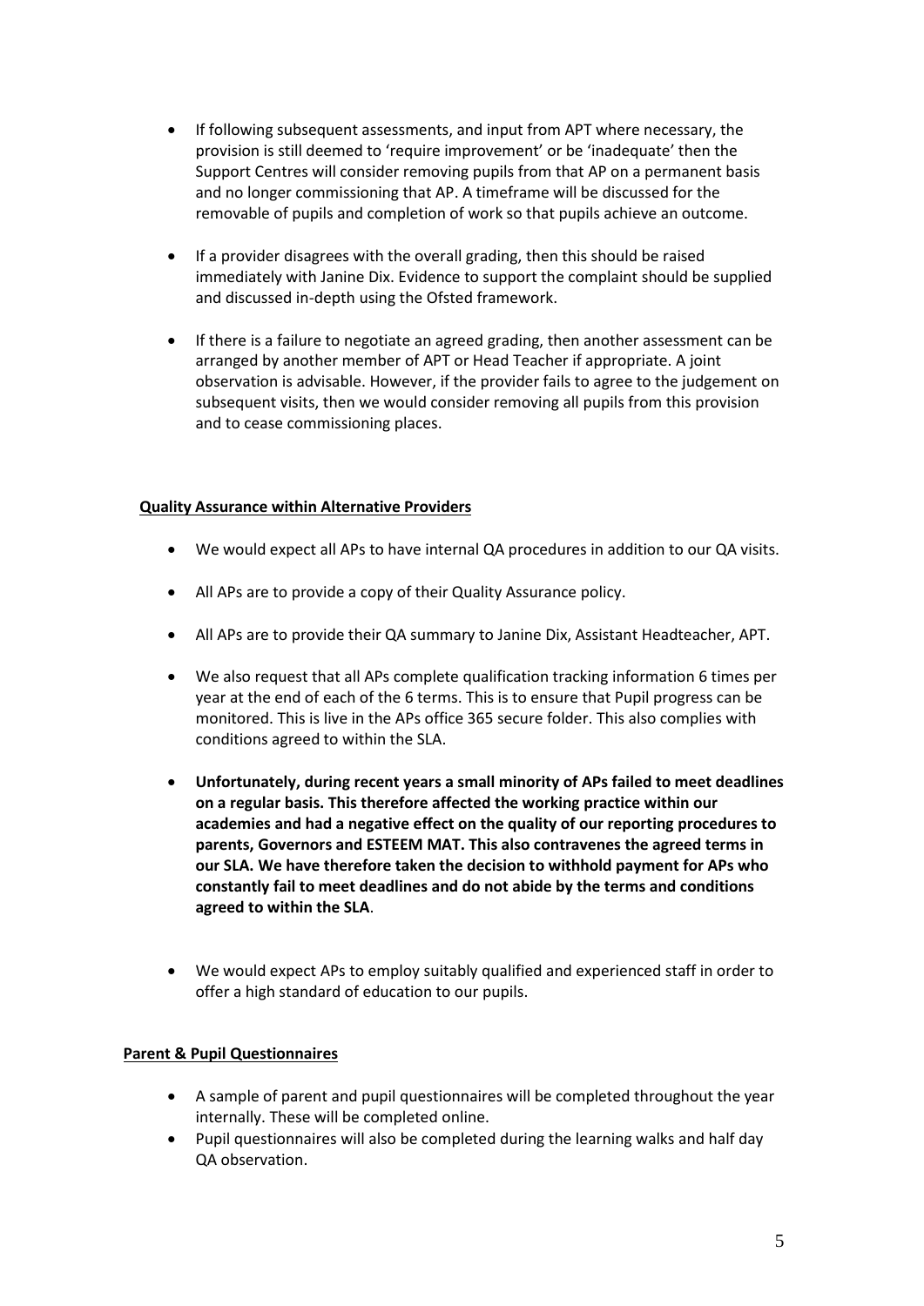- If following subsequent assessments, and input from APT where necessary, the provision is still deemed to 'require improvement' or be 'inadequate' then the Support Centres will consider removing pupils from that AP on a permanent basis and no longer commissioning that AP. A timeframe will be discussed for the removable of pupils and completion of work so that pupils achieve an outcome.

- If a provider disagrees with the overall grading, then this should be raised immediately with Janine Dix. Evidence to support the complaint should be supplied and discussed in-depth using the Ofsted framework.

- If there is a failure to negotiate an agreed grading, then another assessment can be arranged by another member of APT or Head Teacher if appropriate. A joint observation is advisable. However, if the provider fails to agree to the judgement on subsequent visits, then we would consider removing all pupils from this provision and to cease commissioning places.

**Quality Assurance within Alternative Providers**

- We would expect all APs to have internal QA procedures in addition to our QA visits.

- All APs are to provide a copy of their Quality Assurance policy.

- All APs are to provide their QA summary to Janine Dix, Assistant Headteacher, APT.

- We also request that all APs complete qualification tracking information 6 times per year at the end of each of the 6 terms. This is to ensure that Pupil progress can be monitored. This is live in the APs office 365 secure folder. This also complies with conditions agreed to within the SLA.

- **Unfortunately, during recent years a small minority of APs failed to meet deadlines on a regular basis. This therefore affected the working practice within our academies and had a negative effect on the quality of our reporting procedures to parents, Governors and ESTEEM MAT. This also contravenes the agreed terms in our SLA. We have therefore taken the decision to withhold payment for APs who constantly fail to meet deadlines and do not abide by the terms and conditions agreed to within the SLA**.

- We would expect APs to employ suitably qualified and experienced staff in order to offer a high standard of education to our pupils.

**Parent & Pupil Questionnaires**

- A sample of parent and pupil questionnaires will be completed throughout the year internally. These will be completed online.
- Pupil questionnaires will also be completed during the learning walks and half day QA observation.